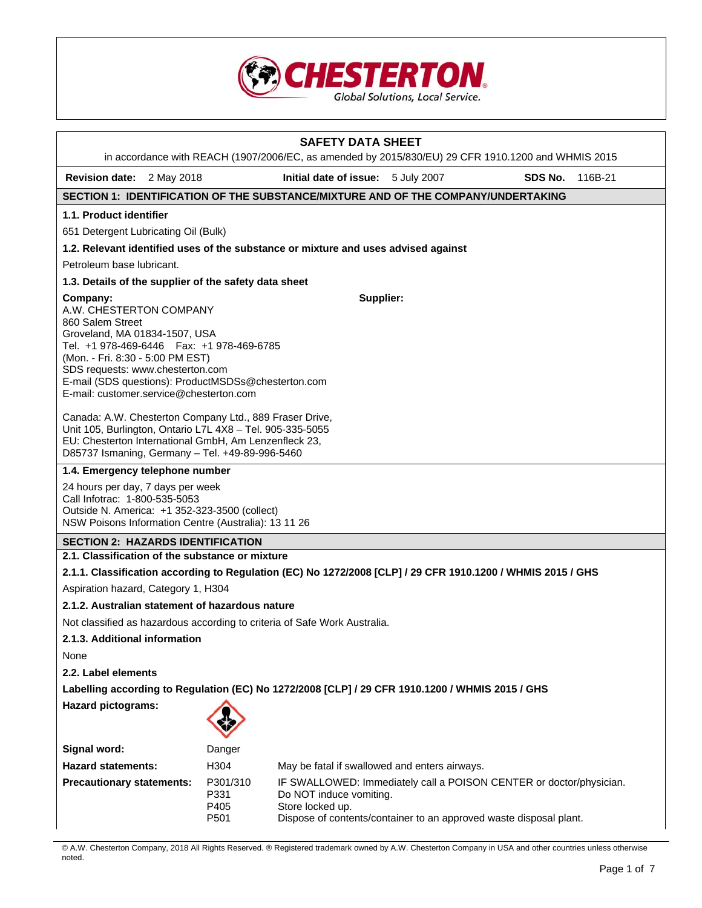CHESTERTON
Global Solutions, Local Service.

# SAFETY DATA SHEET

in accordance with REACH (1907/2006/EC, as amended by 2015/830/EU) 29 CFR 1910.1200 and WHMIS 2015

**Revision date:** 2 May 2018 **Initial date of issue:** 5 July 2007 **SDS No.** 116B-21

## SECTION 1: IDENTIFICATION OF THE SUBSTANCE/MIXTURE AND OF THE COMPANY/UNDERTAKING

### 1.1. Product identifier

651 Detergent Lubricating Oil (Bulk)

### 1.2. Relevant identified uses of the substance or mixture and uses advised against

Petroleum base lubricant.

### 1.3. Details of the supplier of the safety data sheet

**Company:**
A.W. CHESTERTON COMPANY
860 Salem Street
Groveland, MA 01834-1507, USA
Tel. +1 978-469-6446 Fax: +1 978-469-6785
(Mon. - Fri. 8:30 - 5:00 PM EST)
SDS requests: www.chesterton.com
E-mail (SDS questions): ProductMSDSs@chesterton.com
E-mail: customer.service@chesterton.com

**Supplier:**

Canada: A.W. Chesterton Company Ltd., 889 Fraser Drive, Unit 105, Burlington, Ontario L7L 4X8 – Tel. 905-335-5055
EU: Chesterton International GmbH, Am Lenzenfleck 23, D85737 Ismaning, Germany – Tel. +49-89-996-5460

### 1.4. Emergency telephone number

24 hours per day, 7 days per week
Call Infotrac: 1-800-535-5053
Outside N. America: +1 352-323-3500 (collect)
NSW Poisons Information Centre (Australia): 13 11 26

## SECTION 2: HAZARDS IDENTIFICATION

### 2.1. Classification of the substance or mixture

#### 2.1.1. Classification according to Regulation (EC) No 1272/2008 [CLP] / 29 CFR 1910.1200 / WHMIS 2015 / GHS

Aspiration hazard, Category 1, H304

#### 2.1.2. Australian statement of hazardous nature

Not classified as hazardous according to criteria of Safe Work Australia.

#### 2.1.3. Additional information

None

### 2.2. Label elements

**Labelling according to Regulation (EC) No 1272/2008 [CLP] / 29 CFR 1910.1200 / WHMIS 2015 / GHS**

**Hazard pictograms:**

| | | |
|---|---|---|
| **Signal word:** | Danger | |
| **Hazard statements:** | H304 | May be fatal if swallowed and enters airways. |
| **Precautionary statements:** | P301/310 | IF SWALLOWED: Immediately call a POISON CENTER or doctor/physician. |
| | P331 | Do NOT induce vomiting. |
| | P405 | Store locked up. |
| | P501 | Dispose of contents/container to an approved waste disposal plant. |

© A.W. Chesterton Company, 2018 All Rights Reserved. ® Registered trademark owned by A.W. Chesterton Company in USA and other countries unless otherwise noted.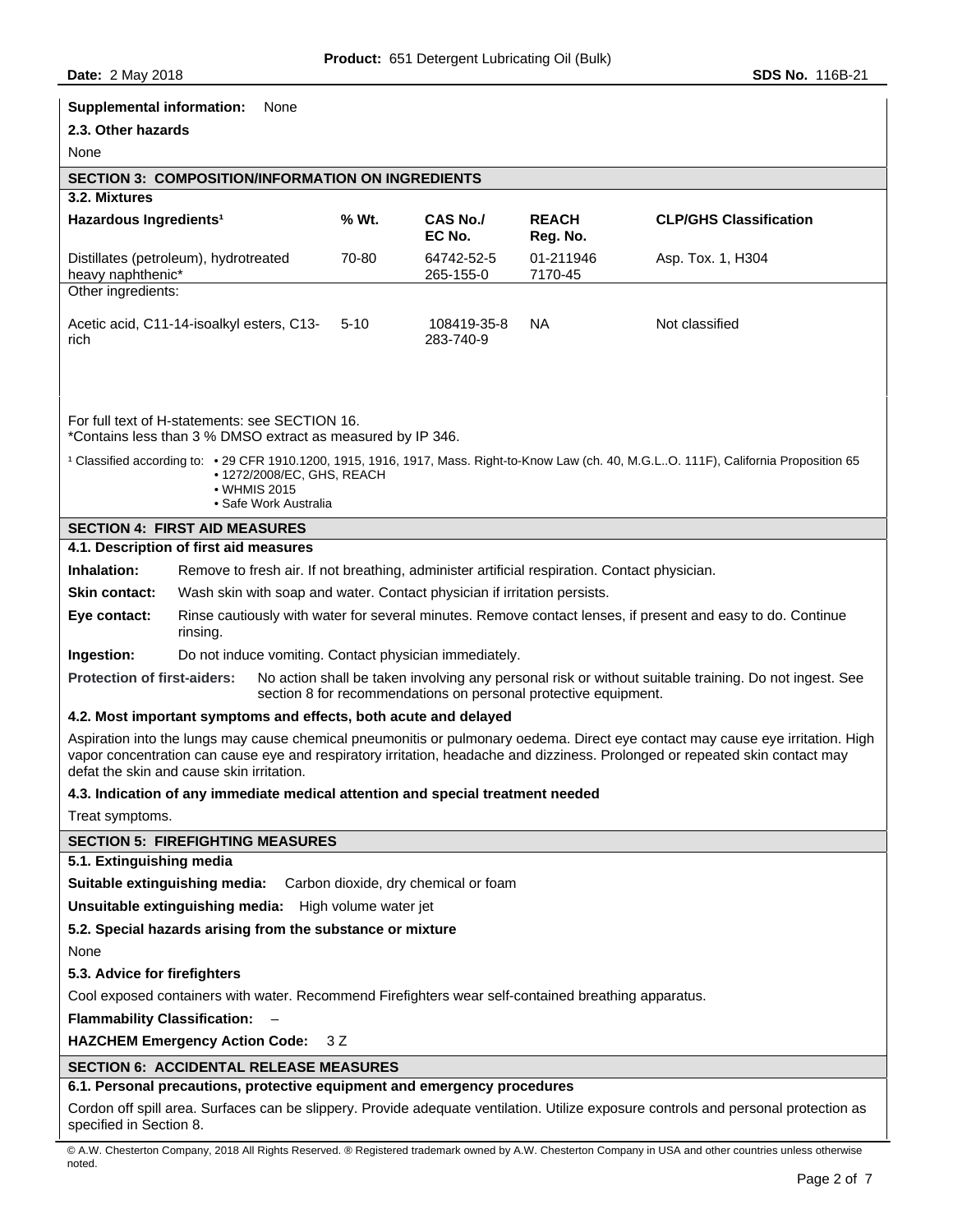**Supplemental information:** None

**2.3. Other hazards**

None

## SECTION 3: COMPOSITION/INFORMATION ON INGREDIENTS

**3.2. Mixtures**

| Hazardous Ingredients[1] | % Wt. | CAS No./ EC No. | REACH Reg. No. | CLP/GHS Classification |
|---|---|---|---|---|
| Distillates (petroleum), hydrotreated heavy naphthenic* | 70-80 | 64742-52-5 265-155-0 | 01-211946 7170-45 | Asp. Tox. 1, H304 |
| Other ingredients: | | | | |
| Acetic acid, C11-14-isoalkyl esters, C13-rich | 5-10 | 108419-35-8 283-740-9 | NA | Not classified |

For full text of H-statements: see SECTION 16.
*Contains less than 3 % DMSO extract as measured by IP 346.

[1] Classified according to:
- 29 CFR 1910.1200, 1915, 1916, 1917, Mass. Right-to-Know Law (ch. 40, M.G.L..O. 111F), California Proposition 65
- 1272/2008/EC, GHS, REACH
- WHMIS 2015
- Safe Work Australia

## SECTION 4: FIRST AID MEASURES

**4.1. Description of first aid measures**

**Inhalation:** Remove to fresh air. If not breathing, administer artificial respiration. Contact physician.

**Skin contact:** Wash skin with soap and water. Contact physician if irritation persists.

**Eye contact:** Rinse cautiously with water for several minutes. Remove contact lenses, if present and easy to do. Continue rinsing.

**Ingestion:** Do not induce vomiting. Contact physician immediately.

**Protection of first-aiders:** No action shall be taken involving any personal risk or without suitable training. Do not ingest. See section 8 for recommendations on personal protective equipment.

**4.2. Most important symptoms and effects, both acute and delayed**

Aspiration into the lungs may cause chemical pneumonitis or pulmonary oedema. Direct eye contact may cause eye irritation. High vapor concentration can cause eye and respiratory irritation, headache and dizziness. Prolonged or repeated skin contact may defat the skin and cause skin irritation.

**4.3. Indication of any immediate medical attention and special treatment needed**

Treat symptoms.

## SECTION 5: FIREFIGHTING MEASURES

**5.1. Extinguishing media**

**Suitable extinguishing media:** Carbon dioxide, dry chemical or foam

**Unsuitable extinguishing media:** High volume water jet

**5.2. Special hazards arising from the substance or mixture**

None

**5.3. Advice for firefighters**

Cool exposed containers with water. Recommend Firefighters wear self-contained breathing apparatus.

**Flammability Classification:** –

**HAZCHEM Emergency Action Code:** 3 Z

## SECTION 6: ACCIDENTAL RELEASE MEASURES

**6.1. Personal precautions, protective equipment and emergency procedures**

Cordon off spill area. Surfaces can be slippery. Provide adequate ventilation. Utilize exposure controls and personal protection as specified in Section 8.

© A.W. Chesterton Company, 2018 All Rights Reserved. ® Registered trademark owned by A.W. Chesterton Company in USA and other countries unless otherwise noted.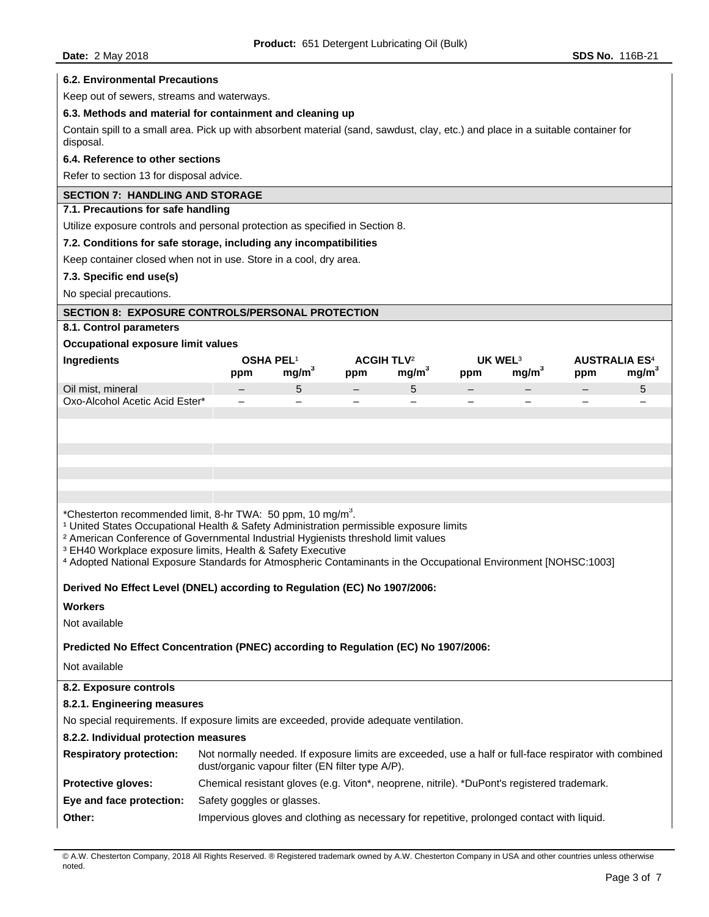### 6.2. Environmental Precautions

Keep out of sewers, streams and waterways.

### 6.3. Methods and material for containment and cleaning up

Contain spill to a small area. Pick up with absorbent material (sand, sawdust, clay, etc.) and place in a suitable container for disposal.

### 6.4. Reference to other sections

Refer to section 13 for disposal advice.

## SECTION 7: HANDLING AND STORAGE

### 7.1. Precautions for safe handling

Utilize exposure controls and personal protection as specified in Section 8.

### 7.2. Conditions for safe storage, including any incompatibilities

Keep container closed when not in use. Store in a cool, dry area.

### 7.3. Specific end use(s)

No special precautions.

## SECTION 8: EXPOSURE CONTROLS/PERSONAL PROTECTION

### 8.1. Control parameters

**Occupational exposure limit values**

| Ingredients | OSHA PEL[1] | | ACGIH TLV[2] | | UK WEL[3] | | AUSTRALIA ES[4] | |
|---|---|---|---|---|---|---|---|---|
| | ppm | $mg/m^3$ | ppm | $mg/m^3$ | ppm | $mg/m^3$ | ppm | $mg/m^3$ |
| Oil mist, mineral | – | 5 | – | 5 | – | – | – | 5 |
| Oxo-Alcohol Acetic Acid Ester* | – | – | – | – | – | – | – | – |

*Chesterton recommended limit, 8-hr TWA: 50 ppm, 10 $mg/m^3$.

[1] United States Occupational Health & Safety Administration permissible exposure limits

[2] American Conference of Governmental Industrial Hygienists threshold limit values

[3] EH40 Workplace exposure limits, Health & Safety Executive

[4] Adopted National Exposure Standards for Atmospheric Contaminants in the Occupational Environment [NOHSC:1003]

**Derived No Effect Level (DNEL) according to Regulation (EC) No 1907/2006:**

**Workers**

Not available

**Predicted No Effect Concentration (PNEC) according to Regulation (EC) No 1907/2006:**

Not available

### 8.2. Exposure controls

#### 8.2.1. Engineering measures

No special requirements. If exposure limits are exceeded, provide adequate ventilation.

#### 8.2.2. Individual protection measures

**Respiratory protection:** Not normally needed. If exposure limits are exceeded, use a half or full-face respirator with combined dust/organic vapour filter (EN filter type A/P).

**Protective gloves:** Chemical resistant gloves (e.g. Viton*, neoprene, nitrile). *DuPont's registered trademark.

**Eye and face protection:** Safety goggles or glasses.

**Other:** Impervious gloves and clothing as necessary for repetitive, prolonged contact with liquid.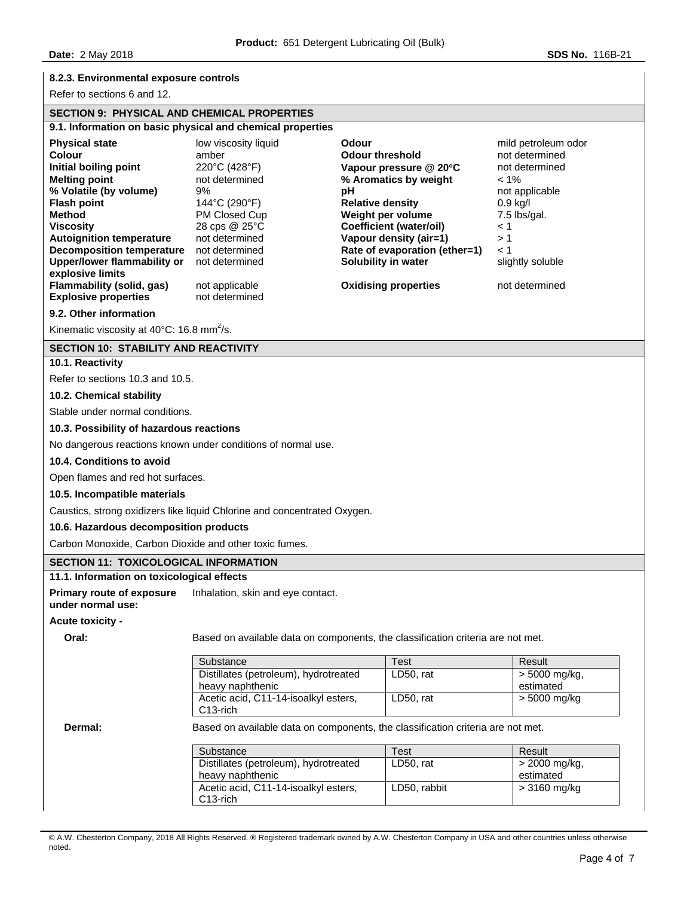#### 8.2.3. Environmental exposure controls

Refer to sections 6 and 12.

## SECTION 9: PHYSICAL AND CHEMICAL PROPERTIES

### 9.1. Information on basic physical and chemical properties

| | | | |
|---|---|---|---|
| **Physical state** | low viscosity liquid | **Odour** | mild petroleum odor |
| **Colour** | amber | **Odour threshold** | not determined |
| **Initial boiling point** | 220°C (428°F) | **Vapour pressure @ 20°C** | not determined |
| **Melting point** | not determined | **% Aromatics by weight** | < 1% |
| **% Volatile (by volume)** | 9% | **pH** | not applicable |
| **Flash point** | 144°C (290°F) | **Relative density** | 0.9 kg/l |
| **Method** | PM Closed Cup | **Weight per volume** | 7.5 lbs/gal. |
| **Viscosity** | 28 cps @ 25°C | **Coefficient (water/oil)** | < 1 |
| **Autoignition temperature** | not determined | **Vapour density (air=1)** | > 1 |
| **Decomposition temperature** | not determined | **Rate of evaporation (ether=1)** | < 1 |
| **Upper/lower flammability or explosive limits** | not determined | **Solubility in water** | slightly soluble |
| **Flammability (solid, gas)** | not applicable | **Oxidising properties** | not determined |
| **Explosive properties** | not determined | | |

### 9.2. Other information

Kinematic viscosity at 40°C: 16.8 $mm^2$/s.

## SECTION 10: STABILITY AND REACTIVITY

### 10.1. Reactivity

Refer to sections 10.3 and 10.5.

### 10.2. Chemical stability

Stable under normal conditions.

### 10.3. Possibility of hazardous reactions

No dangerous reactions known under conditions of normal use.

### 10.4. Conditions to avoid

Open flames and red hot surfaces.

### 10.5. Incompatible materials

Caustics, strong oxidizers like liquid Chlorine and concentrated Oxygen.

### 10.6. Hazardous decomposition products

Carbon Monoxide, Carbon Dioxide and other toxic fumes.

## SECTION 11: TOXICOLOGICAL INFORMATION

### 11.1. Information on toxicological effects

**Primary route of exposure under normal use:** Inhalation, skin and eye contact.

**Acute toxicity -**

**Oral:** Based on available data on components, the classification criteria are not met.

| Substance | Test | Result |
|---|---|---|
| Distillates (petroleum), hydrotreated heavy naphthenic | LD50, rat | > 5000 mg/kg, estimated |
| Acetic acid, C11-14-isoalkyl esters, C13-rich | LD50, rat | > 5000 mg/kg |

**Dermal:** Based on available data on components, the classification criteria are not met.

| Substance | Test | Result |
|---|---|---|
| Distillates (petroleum), hydrotreated heavy naphthenic | LD50, rat | > 2000 mg/kg, estimated |
| Acetic acid, C11-14-isoalkyl esters, C13-rich | LD50, rabbit | > 3160 mg/kg |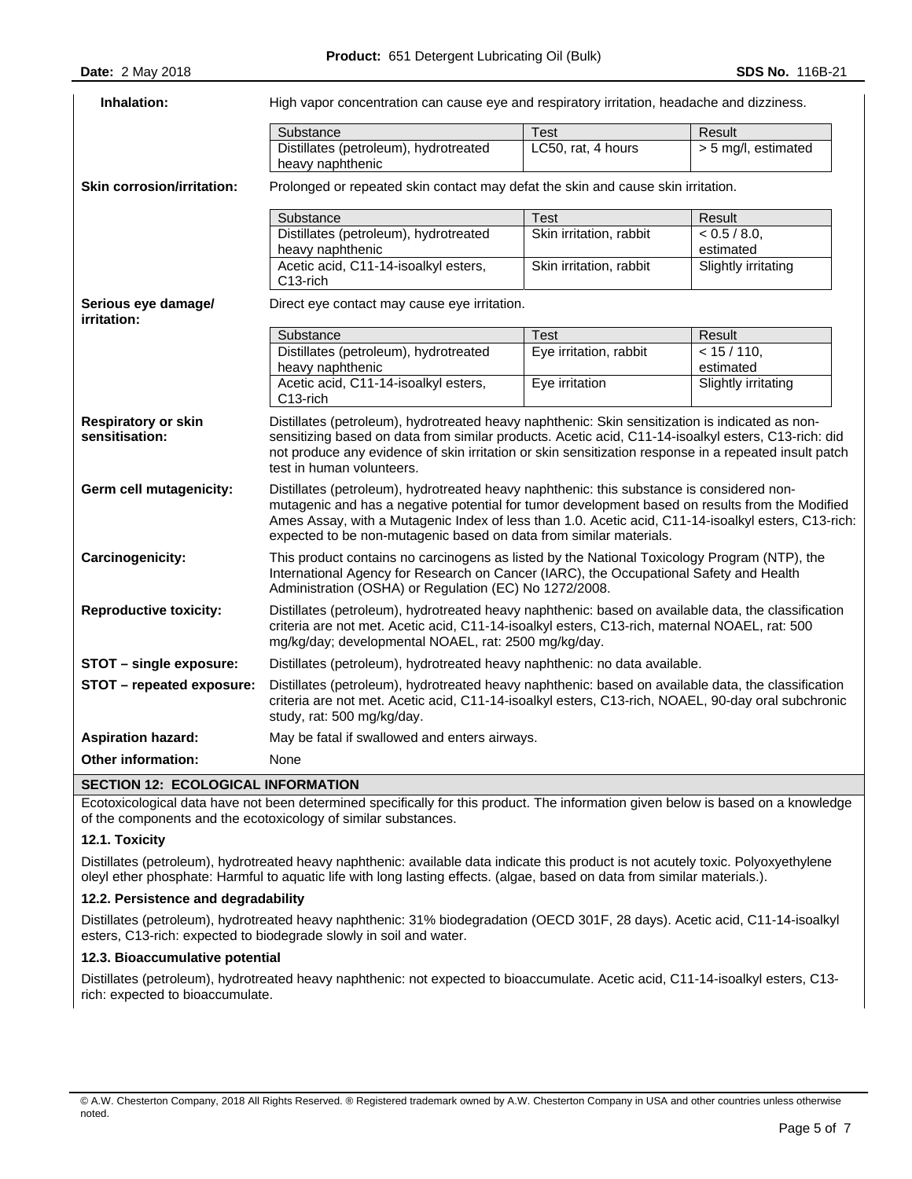**Inhalation:** High vapor concentration can cause eye and respiratory irritation, headache and dizziness.

| Substance | Test | Result |
|---|---|---|
| Distillates (petroleum), hydrotreated heavy naphthenic | LC50, rat, 4 hours | > 5 mg/l, estimated |

**Skin corrosion/irritation:** Prolonged or repeated skin contact may defat the skin and cause skin irritation.

| Substance | Test | Result |
|---|---|---|
| Distillates (petroleum), hydrotreated heavy naphthenic | Skin irritation, rabbit | < 0.5 / 8.0, estimated |
| Acetic acid, C11-14-isoalkyl esters, C13-rich | Skin irritation, rabbit | Slightly irritating |

**Serious eye damage/ irritation:** Direct eye contact may cause eye irritation.

| Substance | Test | Result |
|---|---|---|
| Distillates (petroleum), hydrotreated heavy naphthenic | Eye irritation, rabbit | < 15 / 110, estimated |
| Acetic acid, C11-14-isoalkyl esters, C13-rich | Eye irritation | Slightly irritating |

**Respiratory or skin sensitisation:** Distillates (petroleum), hydrotreated heavy naphthenic: Skin sensitization is indicated as non-sensitizing based on data from similar products. Acetic acid, C11-14-isoalkyl esters, C13-rich: did not produce any evidence of skin irritation or skin sensitization response in a repeated insult patch test in human volunteers.

**Germ cell mutagenicity:** Distillates (petroleum), hydrotreated heavy naphthenic: this substance is considered non-mutagenic and has a negative potential for tumor development based on results from the Modified Ames Assay, with a Mutagenic Index of less than 1.0. Acetic acid, C11-14-isoalkyl esters, C13-rich: expected to be non-mutagenic based on data from similar materials.

**Carcinogenicity:** This product contains no carcinogens as listed by the National Toxicology Program (NTP), the International Agency for Research on Cancer (IARC), the Occupational Safety and Health Administration (OSHA) or Regulation (EC) No 1272/2008.

**Reproductive toxicity:** Distillates (petroleum), hydrotreated heavy naphthenic: based on available data, the classification criteria are not met. Acetic acid, C11-14-isoalkyl esters, C13-rich, maternal NOAEL, rat: 500 mg/kg/day; developmental NOAEL, rat: 2500 mg/kg/day.

**STOT – single exposure:** Distillates (petroleum), hydrotreated heavy naphthenic: no data available.

**STOT – repeated exposure:** Distillates (petroleum), hydrotreated heavy naphthenic: based on available data, the classification criteria are not met. Acetic acid, C11-14-isoalkyl esters, C13-rich, NOAEL, 90-day oral subchronic study, rat: 500 mg/kg/day.

**Aspiration hazard:** May be fatal if swallowed and enters airways.

**Other information:** None

## SECTION 12: ECOLOGICAL INFORMATION

Ecotoxicological data have not been determined specifically for this product. The information given below is based on a knowledge of the components and the ecotoxicology of similar substances.

### 12.1. Toxicity

Distillates (petroleum), hydrotreated heavy naphthenic: available data indicate this product is not acutely toxic. Polyoxyethylene oleyl ether phosphate: Harmful to aquatic life with long lasting effects. (algae, based on data from similar materials.).

### 12.2. Persistence and degradability

Distillates (petroleum), hydrotreated heavy naphthenic: 31% biodegradation (OECD 301F, 28 days). Acetic acid, C11-14-isoalkyl esters, C13-rich: expected to biodegrade slowly in soil and water.

### 12.3. Bioaccumulative potential

Distillates (petroleum), hydrotreated heavy naphthenic: not expected to bioaccumulate. Acetic acid, C11-14-isoalkyl esters, C13-rich: expected to bioaccumulate.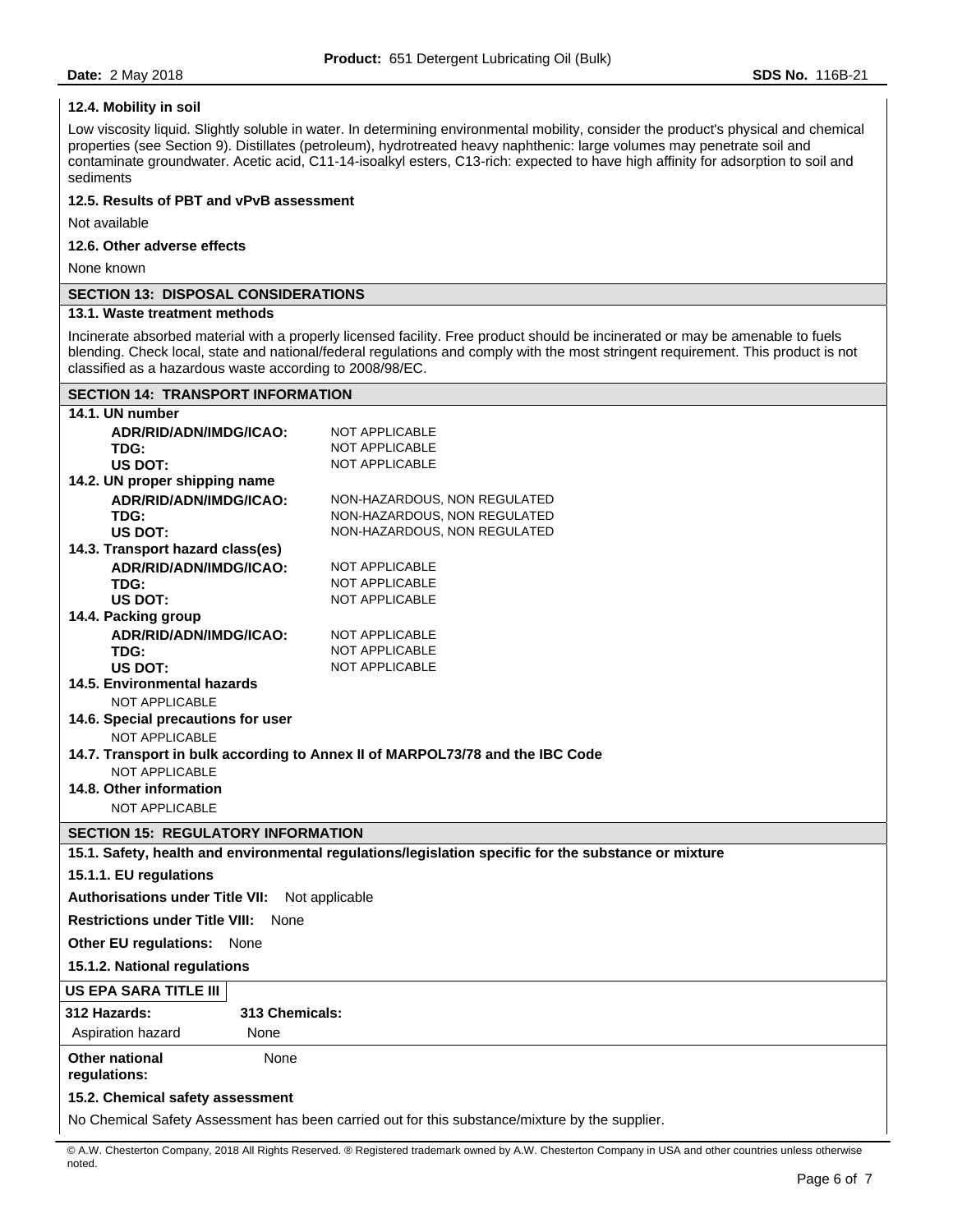### 12.4. Mobility in soil

Low viscosity liquid. Slightly soluble in water. In determining environmental mobility, consider the product's physical and chemical properties (see Section 9). Distillates (petroleum), hydrotreated heavy naphthenic: large volumes may penetrate soil and contaminate groundwater. Acetic acid, C11-14-isoalkyl esters, C13-rich: expected to have high affinity for adsorption to soil and sediments

### 12.5. Results of PBT and vPvB assessment

Not available

### 12.6. Other adverse effects

None known

## SECTION 13: DISPOSAL CONSIDERATIONS

### 13.1. Waste treatment methods

Incinerate absorbed material with a properly licensed facility. Free product should be incinerated or may be amenable to fuels blending. Check local, state and national/federal regulations and comply with the most stringent requirement. This product is not classified as a hazardous waste according to 2008/98/EC.

## SECTION 14: TRANSPORT INFORMATION

### 14.1. UN number

| | |
|---|---|
| **ADR/RID/ADN/IMDG/ICAO:** | NOT APPLICABLE |
| **TDG:** | NOT APPLICABLE |
| **US DOT:** | NOT APPLICABLE |

### 14.2. UN proper shipping name

| | |
|---|---|
| **ADR/RID/ADN/IMDG/ICAO:** | NON-HAZARDOUS, NON REGULATED |
| **TDG:** | NON-HAZARDOUS, NON REGULATED |
| **US DOT:** | NON-HAZARDOUS, NON REGULATED |

### 14.3. Transport hazard class(es)

| | |
|---|---|
| **ADR/RID/ADN/IMDG/ICAO:** | NOT APPLICABLE |
| **TDG:** | NOT APPLICABLE |
| **US DOT:** | NOT APPLICABLE |

### 14.4. Packing group

| | |
|---|---|
| **ADR/RID/ADN/IMDG/ICAO:** | NOT APPLICABLE |
| **TDG:** | NOT APPLICABLE |
| **US DOT:** | NOT APPLICABLE |

### 14.5. Environmental hazards

NOT APPLICABLE

### 14.6. Special precautions for user

NOT APPLICABLE

### 14.7. Transport in bulk according to Annex II of MARPOL73/78 and the IBC Code

NOT APPLICABLE

### 14.8. Other information

NOT APPLICABLE

## SECTION 15: REGULATORY INFORMATION

### 15.1. Safety, health and environmental regulations/legislation specific for the substance or mixture

#### 15.1.1. EU regulations

**Authorisations under Title VII:** Not applicable

**Restrictions under Title VIII:** None

**Other EU regulations:** None

#### 15.1.2. National regulations

**US EPA SARA TITLE III**

| 312 Hazards: | 313 Chemicals: |
|---|---|
| Aspiration hazard | None |

**Other national regulations:** None

### 15.2. Chemical safety assessment

No Chemical Safety Assessment has been carried out for this substance/mixture by the supplier.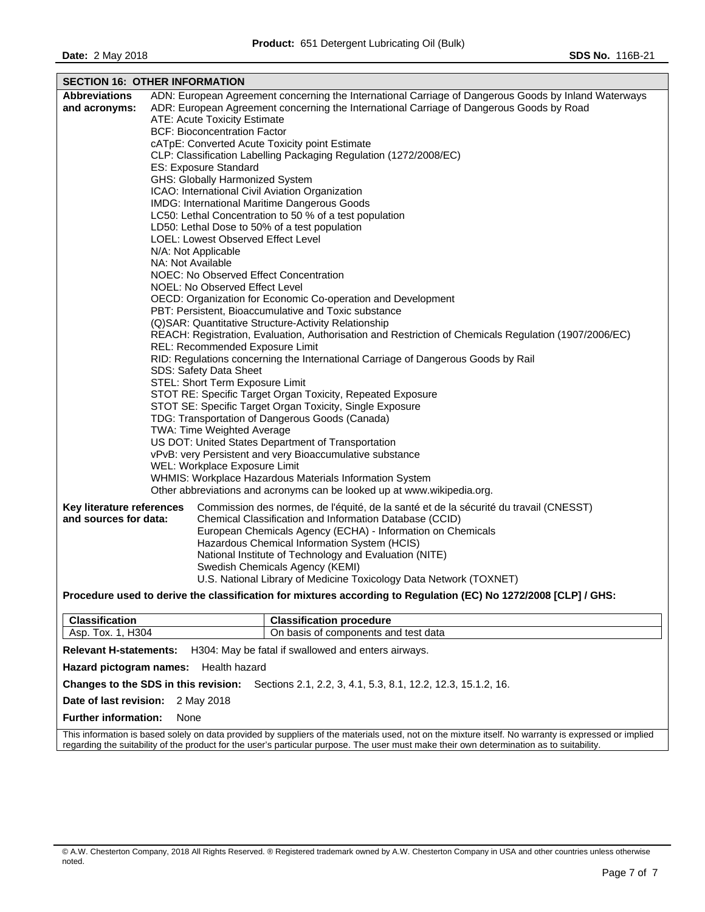## SECTION 16: OTHER INFORMATION

**Abbreviations and acronyms:**

ADN: European Agreement concerning the International Carriage of Dangerous Goods by Inland Waterways
ADR: European Agreement concerning the International Carriage of Dangerous Goods by Road
ATE: Acute Toxicity Estimate
BCF: Bioconcentration Factor
cATpE: Converted Acute Toxicity point Estimate
CLP: Classification Labelling Packaging Regulation (1272/2008/EC)
ES: Exposure Standard
GHS: Globally Harmonized System
ICAO: International Civil Aviation Organization
IMDG: International Maritime Dangerous Goods
LC50: Lethal Concentration to 50 % of a test population
LD50: Lethal Dose to 50% of a test population
LOEL: Lowest Observed Effect Level
N/A: Not Applicable
NA: Not Available
NOEC: No Observed Effect Concentration
NOEL: No Observed Effect Level
OECD: Organization for Economic Co-operation and Development
PBT: Persistent, Bioaccumulative and Toxic substance
(Q)SAR: Quantitative Structure-Activity Relationship
REACH: Registration, Evaluation, Authorisation and Restriction of Chemicals Regulation (1907/2006/EC)
REL: Recommended Exposure Limit
RID: Regulations concerning the International Carriage of Dangerous Goods by Rail
SDS: Safety Data Sheet
STEL: Short Term Exposure Limit
STOT RE: Specific Target Organ Toxicity, Repeated Exposure
STOT SE: Specific Target Organ Toxicity, Single Exposure
TDG: Transportation of Dangerous Goods (Canada)
TWA: Time Weighted Average
US DOT: United States Department of Transportation
vPvB: very Persistent and very Bioaccumulative substance
WEL: Workplace Exposure Limit
WHMIS: Workplace Hazardous Materials Information System
Other abbreviations and acronyms can be looked up at www.wikipedia.org.

**Key literature references and sources for data:**

Commission des normes, de l'équité, de la santé et de la sécurité du travail (CNESST)
Chemical Classification and Information Database (CCID)
European Chemicals Agency (ECHA) - Information on Chemicals
Hazardous Chemical Information System (HCIS)
National Institute of Technology and Evaluation (NITE)
Swedish Chemicals Agency (KEMI)
U.S. National Library of Medicine Toxicology Data Network (TOXNET)

**Procedure used to derive the classification for mixtures according to Regulation (EC) No 1272/2008 [CLP] / GHS:**

| Classification | Classification procedure |
| --- | --- |
| Asp. Tox. 1, H304 | On basis of components and test data |

**Relevant H-statements:** H304: May be fatal if swallowed and enters airways.

**Hazard pictogram names:** Health hazard

**Changes to the SDS in this revision:** Sections 2.1, 2.2, 3, 4.1, 5.3, 8.1, 12.2, 12.3, 15.1.2, 16.

**Date of last revision:** 2 May 2018

**Further information:** None

This information is based solely on data provided by suppliers of the materials used, not on the mixture itself. No warranty is expressed or implied regarding the suitability of the product for the user's particular purpose. The user must make their own determination as to suitability.

© A.W. Chesterton Company, 2018 All Rights Reserved. ® Registered trademark owned by A.W. Chesterton Company in USA and other countries unless otherwise noted.